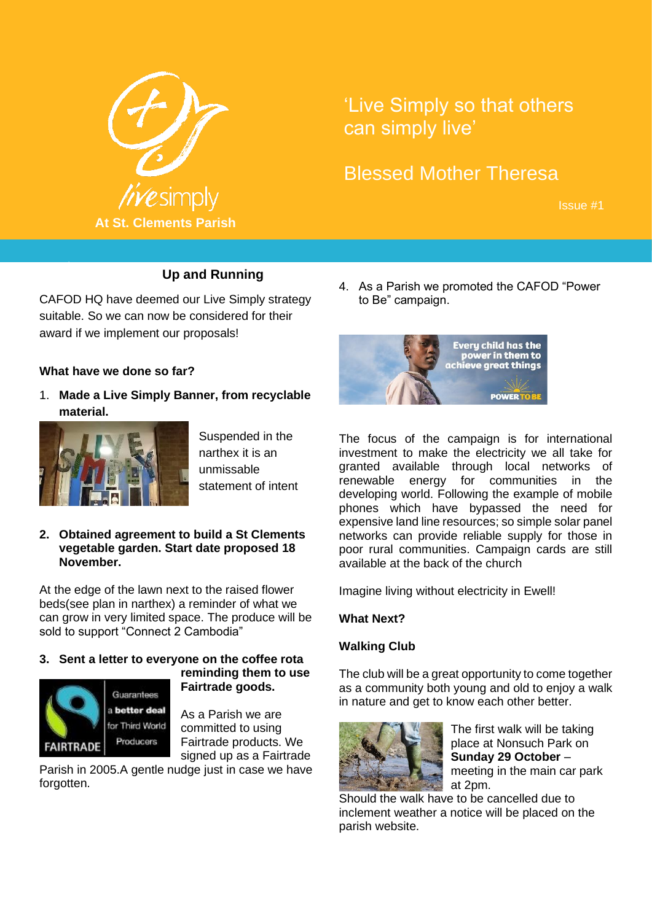livesimply

**At St. Clements Parish**

'Live Simply so that others can simply live'

Blessed Mother Theresa

Issue #1

## Up and Running

CAFOD HQ have deemed our Live Simply strategy suitable. So we can now be considered for their award if we implement our proposals!

**What have we done so far?**

1. **Made a Live Simply Banner, from recyclable material.**

Suspended in the narthex it is an unmissable statement of intent

2. **Obtained agreement to build a St Clements vegetable garden. Start date proposed 18 November.**

At the edge of the lawn next to the raised flower beds(see plan in narthex) a reminder of what we can grow in very limited space. The produce will be sold to support "Connect 2 Cambodia"

3. **Sent a letter to everyone on the coffee rota reminding them to use Fairtrade goods.**

As a Parish we are committed to using Fairtrade products. We signed up as a Fairtrade Parish in 2005.A gentle nudge just in case we have forgotten.

4. As a Parish we promoted the CAFOD "Power to Be" campaign.

The focus of the campaign is for international investment to make the electricity we all take for granted available through local networks of renewable energy for communities in the developing world. Following the example of mobile phones which have bypassed the need for expensive land line resources; so simple solar panel networks can provide reliable supply for those in poor rural communities. Campaign cards are still available at the back of the church

Imagine living without electricity in Ewell!

**What Next?**

**Walking Club**

The club will be a great opportunity to come together as a community both young and old to enjoy a walk in nature and get to know each other better.

The first walk will be taking place at Nonsuch Park on **Sunday 29 October** – meeting in the main car park at 2pm.

Should the walk have to be cancelled due to inclement weather a notice will be placed on the parish website.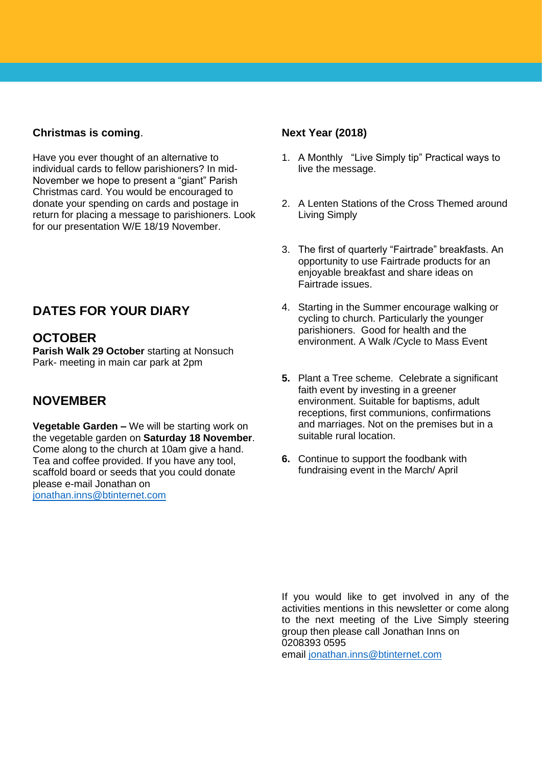**Christmas is coming**.

Have you ever thought of an alternative to individual cards to fellow parishioners? In mid-November we hope to present a “giant” Parish Christmas card. You would be encouraged to donate your spending on cards and postage in return for placing a message to parishioners. Look for our presentation W/E 18/19 November.

## DATES FOR YOUR DIARY

### OCTOBER

**Parish Walk 29 October** starting at Nonsuch Park- meeting in main car park at 2pm

### NOVEMBER

**Vegetable Garden –** We will be starting work on the vegetable garden on **Saturday 18 November**. Come along to the church at 10am give a hand. Tea and coffee provided. If you have any tool, scaffold board or seeds that you could donate please e-mail Jonathan on jonathan.inns@btinternet.com

**Next Year (2018)**

1. A Monthly "Live Simply tip" Practical ways to live the message.
2. A Lenten Stations of the Cross Themed around Living Simply
3. The first of quarterly “Fairtrade” breakfasts. An opportunity to use Fairtrade products for an enjoyable breakfast and share ideas on Fairtrade issues.
4. Starting in the Summer encourage walking or cycling to church. Particularly the younger parishioners. Good for health and the environment. A Walk /Cycle to Mass Event
5. Plant a Tree scheme. Celebrate a significant faith event by investing in a greener environment. Suitable for baptisms, adult receptions, first communions, confirmations and marriages. Not on the premises but in a suitable rural location.
6. Continue to support the foodbank with fundraising event in the March/ April

If you would like to get involved in any of the activities mentions in this newsletter or come along to the next meeting of the Live Simply steering group then please call Jonathan Inns on 0208393 0595
email jonathan.inns@btinternet.com